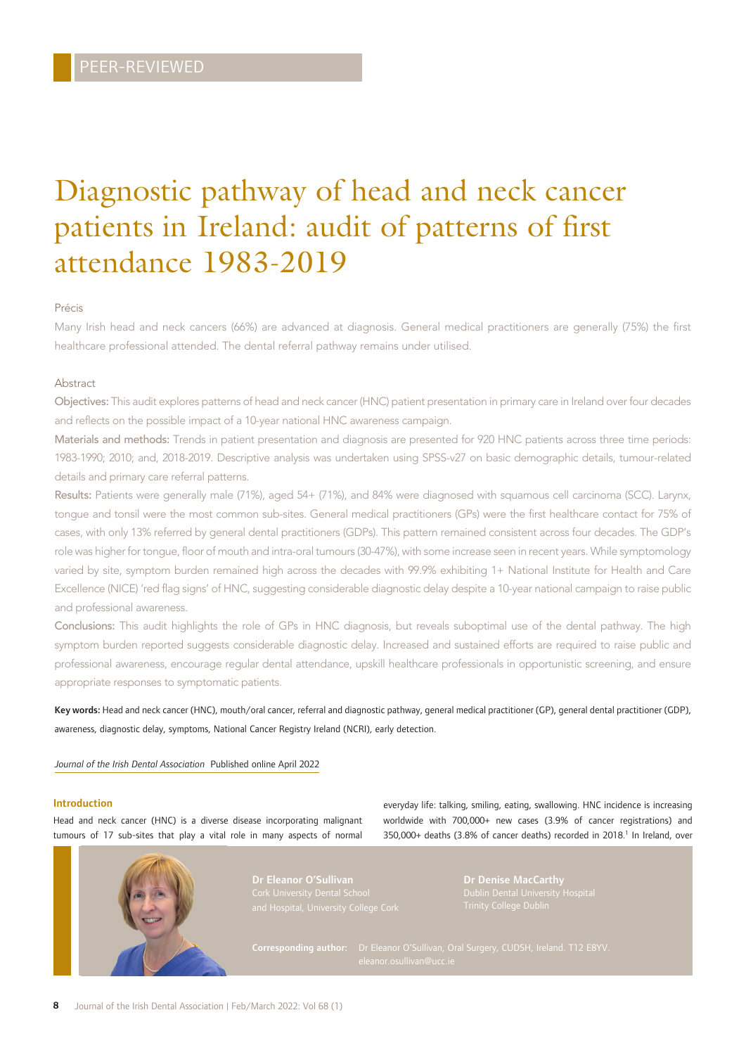PEER-REVIEWED

# Diagnostic pathway of head and neck cancer patients in Ireland: audit of patterns of first attendance 1983-2019

## Précis

Many Irish head and neck cancers (66%) are advanced at diagnosis. General medical practitioners are generally (75%) the first healthcare professional attended. The dental referral pathway remains under utilised.

## Abstract

**Objectives:** This audit explores patterns of head and neck cancer (HNC) patient presentation in primary care in Ireland over four decades and reflects on the possible impact of a 10-year national HNC awareness campaign.

**Materials and methods:** Trends in patient presentation and diagnosis are presented for 920 HNC patients across three time periods: 1983-1990; 2010; and, 2018-2019. Descriptive analysis was undertaken using SPSS-v27 on basic demographic details, tumour-related details and primary care referral patterns.

**Results:** Patients were generally male (71%), aged 54+ (71%), and 84% were diagnosed with squamous cell carcinoma (SCC). Larynx, tongue and tonsil were the most common sub-sites. General medical practitioners (GPs) were the first healthcare contact for 75% of cases, with only 13% referred by general dental practitioners (GDPs). This pattern remained consistent across four decades. The GDP's role was higher for tongue, floor of mouth and intra-oral tumours (30-47%), with some increase seen in recent years. While symptomology varied by site, symptom burden remained high across the decades with 99.9% exhibiting 1+ National Institute for Health and Care Excellence (NICE) 'red flag signs' of HNC, suggesting considerable diagnostic delay despite a 10-year national campaign to raise public and professional awareness.

**Conclusions:** This audit highlights the role of GPs in HNC diagnosis, but reveals suboptimal use of the dental pathway. The high symptom burden reported suggests considerable diagnostic delay. Increased and sustained efforts are required to raise public and professional awareness, encourage regular dental attendance, upskill healthcare professionals in opportunistic screening, and ensure appropriate responses to symptomatic patients.

**Key words:** Head and neck cancer (HNC), mouth/oral cancer, referral and diagnostic pathway, general medical practitioner (GP), general dental practitioner (GDP), awareness, diagnostic delay, symptoms, National Cancer Registry Ireland (NCRI), early detection.

*Journal of the Irish Dental Association* Published online April 2022

## Introduction

Head and neck cancer (HNC) is a diverse disease incorporating malignant tumours of 17 sub-sites that play a vital role in many aspects of normal everyday life: talking, smiling, eating, swallowing. HNC incidence is increasing worldwide with 700,000+ new cases (3.9% of cancer registrations) and 350,000+ deaths (3.8% of cancer deaths) recorded in 2018.[1] In Ireland, over

**Dr Eleanor O'Sullivan**
Cork University Dental School and Hospital, University College Cork

**Dr Denise MacCarthy**
Dublin Dental University Hospital
Trinity College Dublin

**Corresponding author:** Dr Eleanor O'Sullivan, Oral Surgery, CUDSH, Ireland. T12 E8YV. eleanor.osullivan@ucc.ie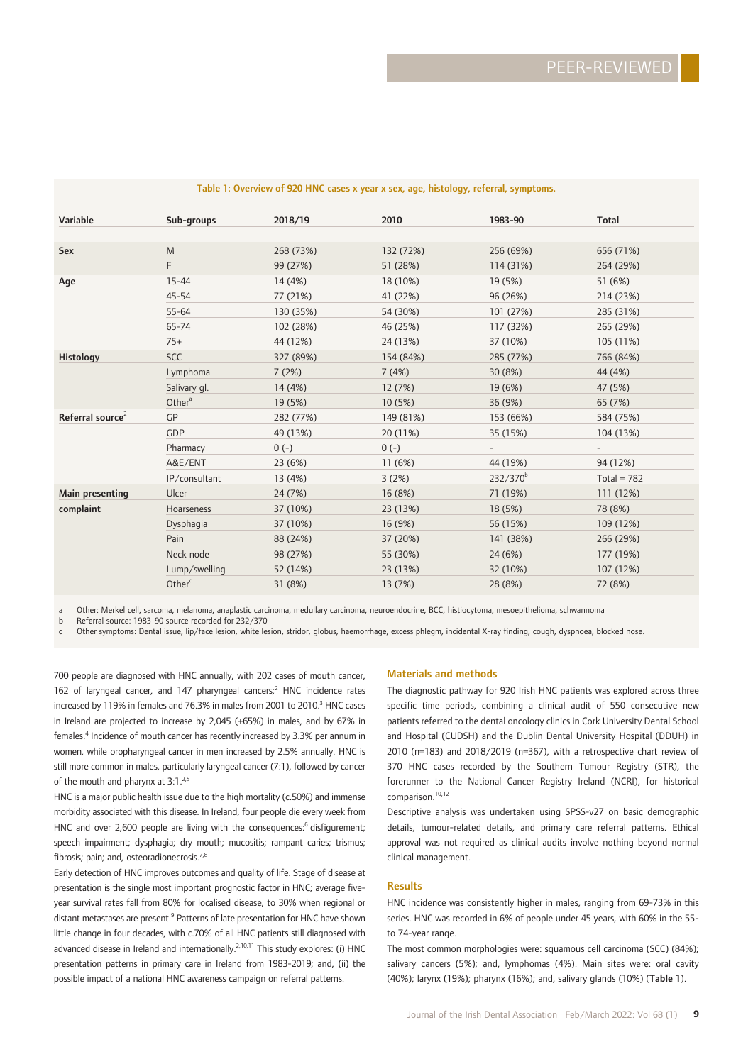Table 1: Overview of 920 HNC cases x year x sex, age, histology, referral, symptoms.

| Variable | Sub-groups | 2018/19 | 2010 | 1983-90 | Total |
|---|---|---|---|---|---|
| **Sex** | M | 268 (73%) | 132 (72%) | 256 (69%) | 656 (71%) |
| | F | 99 (27%) | 51 (28%) | 114 (31%) | 264 (29%) |
| **Age** | 15-44 | 14 (4%) | 18 (10%) | 19 (5%) | 51 (6%) |
| | 45-54 | 77 (21%) | 41 (22%) | 96 (26%) | 214 (23%) |
| | 55-64 | 130 (35%) | 54 (30%) | 101 (27%) | 285 (31%) |
| | 65-74 | 102 (28%) | 46 (25%) | 117 (32%) | 265 (29%) |
| | 75+ | 44 (12%) | 24 (13%) | 37 (10%) | 105 (11%) |
| **Histology** | SCC | 327 (89%) | 154 (84%) | 285 (77%) | 766 (84%) |
| | Lymphoma | 7 (2%) | 7 (4%) | 30 (8%) | 44 (4%) |
| | Salivary gl. | 14 (4%) | 12 (7%) | 19 (6%) | 47 (5%) |
| | Other[a] | 19 (5%) | 10 (5%) | 36 (9%) | 65 (7%) |
| **Referral source**[2] | GP | 282 (77%) | 149 (81%) | 153 (66%) | 584 (75%) |
| | GDP | 49 (13%) | 20 (11%) | 35 (15%) | 104 (13%) |
| | Pharmacy | 0 (-) | 0 (-) | - | - |
| | A&E/ENT | 23 (6%) | 11 (6%) | 44 (19%) | 94 (12%) |
| | IP/consultant | 13 (4%) | 3 (2%) | 232/370[b] | Total = 782 |
| **Main presenting complaint** | Ulcer | 24 (7%) | 16 (8%) | 71 (19%) | 111 (12%) |
| | Hoarseness | 37 (10%) | 23 (13%) | 18 (5%) | 78 (8%) |
| | Dysphagia | 37 (10%) | 16 (9%) | 56 (15%) | 109 (12%) |
| | Pain | 88 (24%) | 37 (20%) | 141 (38%) | 266 (29%) |
| | Neck node | 98 (27%) | 55 (30%) | 24 (6%) | 177 (19%) |
| | Lump/swelling | 52 (14%) | 23 (13%) | 32 (10%) | 107 (12%) |
| | Other[c] | 31 (8%) | 13 (7%) | 28 (8%) | 72 (8%) |

a Other: Merkel cell, sarcoma, melanoma, anaplastic carcinoma, medullary carcinoma, neuroendocrine, BCC, histiocytoma, mesoepithelioma, schwannoma
b Referral source: 1983-90 source recorded for 232/370
c Other symptoms: Dental issue, lip/face lesion, white lesion, stridor, globus, haemorrhage, excess phlegm, incidental X-ray finding, cough, dyspnoea, blocked nose.

700 people are diagnosed with HNC annually, with 202 cases of mouth cancer, 162 of laryngeal cancer, and 147 pharyngeal cancers;[2] HNC incidence rates increased by 119% in females and 76.3% in males from 2001 to 2010.[3] HNC cases in Ireland are projected to increase by 2,045 (+65%) in males, and by 67% in females.[4] Incidence of mouth cancer has recently increased by 3.3% per annum in women, while oropharyngeal cancer in men increased by 2.5% annually. HNC is still more common in males, particularly laryngeal cancer (7:1), followed by cancer of the mouth and pharynx at 3:1.[2,5]

HNC is a major public health issue due to the high mortality (c.50%) and immense morbidity associated with this disease. In Ireland, four people die every week from HNC and over 2,600 people are living with the consequences:[6] disfigurement; speech impairment; dysphagia; dry mouth; mucositis; rampant caries; trismus; fibrosis; pain; and, osteoradionecrosis.[7,8]

Early detection of HNC improves outcomes and quality of life. Stage of disease at presentation is the single most important prognostic factor in HNC; average five-year survival rates fall from 80% for localised disease, to 30% when regional or distant metastases are present.[9] Patterns of late presentation for HNC have shown little change in four decades, with c.70% of all HNC patients still diagnosed with advanced disease in Ireland and internationally.[2,10,11] This study explores: (i) HNC presentation patterns in primary care in Ireland from 1983-2019; and, (ii) the possible impact of a national HNC awareness campaign on referral patterns.

## Materials and methods

The diagnostic pathway for 920 Irish HNC patients was explored across three specific time periods, combining a clinical audit of 550 consecutive new patients referred to the dental oncology clinics in Cork University Dental School and Hospital (CUDSH) and the Dublin Dental University Hospital (DDUH) in 2010 (n=183) and 2018/2019 (n=367), with a retrospective chart review of 370 HNC cases recorded by the Southern Tumour Registry (STR), the forerunner to the National Cancer Registry Ireland (NCRI), for historical comparison.[10,12]

Descriptive analysis was undertaken using SPSS-v27 on basic demographic details, tumour-related details, and primary care referral patterns. Ethical approval was not required as clinical audits involve nothing beyond normal clinical management.

## Results

HNC incidence was consistently higher in males, ranging from 69-73% in this series. HNC was recorded in 6% of people under 45 years, with 60% in the 55- to 74-year range.

The most common morphologies were: squamous cell carcinoma (SCC) (84%); salivary cancers (5%); and, lymphomas (4%). Main sites were: oral cavity (40%); larynx (19%); pharynx (16%); and, salivary glands (10%) (**Table 1**).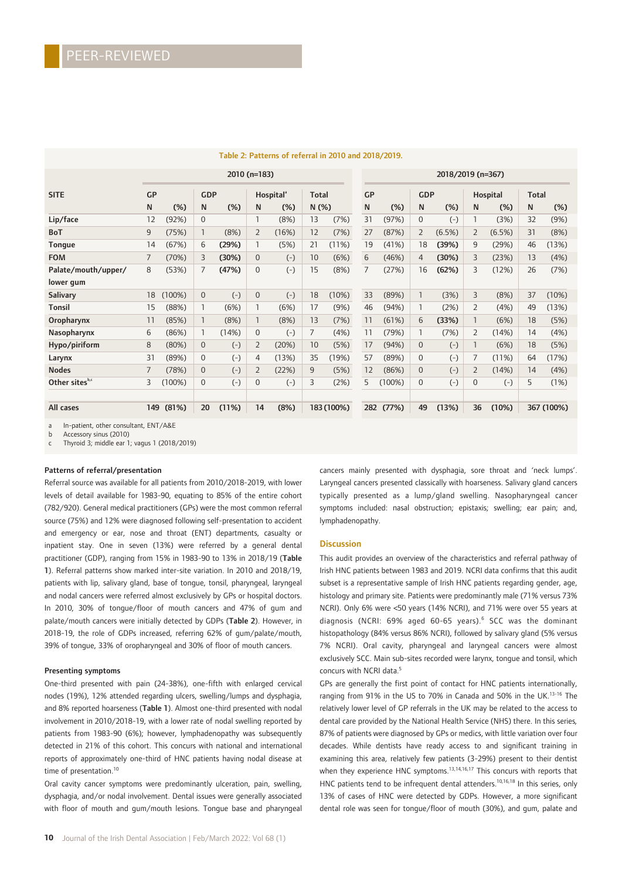Table 2: Patterns of referral in 2010 and 2018/2019.

| SITE | 2010 (n=183) | | | | | | | | 2018/2019 (n=367) | | | | | | | |
|---|---|---|---|---|---|---|---|---|---|---|---|---|---|---|---|---|
| | GP | | GDP | | Hospital[a] | | Total | | GP | | GDP | | Hospital | | Total | |
| | N | (%) | N | (%) | N | (%) | N (%) | | N | (%) | N | (%) | N | (%) | N | (%) |
| **Lip/face** | 12 | (92%) | 0 | | 1 | (8%) | 13 | (7%) | 31 | (97%) | 0 | (-) | 1 | (3%) | 32 | (9%) |
| **BoT** | 9 | (75%) | 1 | (8%) | 2 | (16%) | 12 | (7%) | 27 | (87%) | 2 | (6.5%) | 2 | (6.5%) | 31 | (8%) |
| **Tongue** | 14 | (67%) | 6 | **(29%)** | 1 | (5%) | 21 | (11%) | 19 | (41%) | 18 | **(39%)** | 9 | (29%) | 46 | (13%) |
| **FOM** | 7 | (70%) | 3 | **(30%)** | 0 | (-) | 10 | (6%) | 6 | (46%) | 4 | **(30%)** | 3 | (23%) | 13 | (4%) |
| **Palate/mouth/upper/ lower gum** | 8 | (53%) | 7 | **(47%)** | 0 | (-) | 15 | (8%) | 7 | (27%) | 16 | **(62%)** | 3 | (12%) | 26 | (7%) |
| **Salivary** | 18 | (100%) | 0 | (-) | 0 | (-) | 18 | (10%) | 33 | (89%) | 1 | (3%) | 3 | (8%) | 37 | (10%) |
| **Tonsil** | 15 | (88%) | 1 | (6%) | 1 | (6%) | 17 | (9%) | 46 | (94%) | 1 | (2%) | 2 | (4%) | 49 | (13%) |
| **Oropharynx** | 11 | (85%) | 1 | (8%) | 1 | (8%) | 13 | (7%) | 11 | (61%) | 6 | **(33%)** | 1 | (6%) | 18 | (5%) |
| **Nasopharynx** | 6 | (86%) | 1 | (14%) | 0 | (-) | 7 | (4%) | 11 | (79%) | 1 | (7%) | 2 | (14%) | 14 | (4%) |
| **Hypo/piriform** | 8 | (80%) | 0 | (-) | 2 | (20%) | 10 | (5%) | 17 | (94%) | 0 | (-) | 1 | (6%) | 18 | (5%) |
| **Larynx** | 31 | (89%) | 0 | (-) | 4 | (13%) | 35 | (19%) | 57 | (89%) | 0 | (-) | 7 | (11%) | 64 | (17%) |
| **Nodes** | 7 | (78%) | 0 | (-) | 2 | (22%) | 9 | (5%) | 12 | (86%) | 0 | (-) | 2 | (14%) | 14 | (4%) |
| **Other sites[b,c]** | 3 | (100%) | 0 | (-) | 0 | (-) | 3 | (2%) | 5 | (100%) | 0 | (-) | 0 | (-) | 5 | (1%) |
| **All cases** | **149** | **(81%)** | **20** | **(11%)** | **14** | **(8%)** | **183 (100%)** | | **282** | **(77%)** | **49** | **(13%)** | **36** | **(10%)** | **367** | **(100%)** |

a In-patient, other consultant, ENT/A&E
b Accessory sinus (2010)
c Thyroid 3; middle ear 1; vagus 1 (2018/2019)

#### Patterns of referral/presentation

Referral source was available for all patients from 2010/2018-2019, with lower levels of detail available for 1983-90, equating to 85% of the entire cohort (782/920). General medical practitioners (GPs) were the most common referral source (75%) and 12% were diagnosed following self-presentation to accident and emergency or ear, nose and throat (ENT) departments, casualty or inpatient stay. One in seven (13%) were referred by a general dental practitioner (GDP), ranging from 15% in 1983-90 to 13% in 2018/19 (**Table 1**). Referral patterns show marked inter-site variation. In 2010 and 2018/19, patients with lip, salivary gland, base of tongue, tonsil, pharyngeal, laryngeal and nodal cancers were referred almost exclusively by GPs or hospital doctors. In 2010, 30% of tongue/floor of mouth cancers and 47% of gum and palate/mouth cancers were initially detected by GDPs (**Table 2**). However, in 2018-19, the role of GDPs increased, referring 62% of gum/palate/mouth, 39% of tongue, 33% of oropharyngeal and 30% of floor of mouth cancers.

#### Presenting symptoms

One-third presented with pain (24-38%), one-fifth with enlarged cervical nodes (19%), 12% attended regarding ulcers, swelling/lumps and dysphagia, and 8% reported hoarseness (**Table 1**). Almost one-third presented with nodal involvement in 2010/2018-19, with a lower rate of nodal swelling reported by patients from 1983-90 (6%); however, lymphadenopathy was subsequently detected in 21% of this cohort. This concurs with national and international reports of approximately one-third of HNC patients having nodal disease at time of presentation.[10]

Oral cavity cancer symptoms were predominantly ulceration, pain, swelling, dysphagia, and/or nodal involvement. Dental issues were generally associated with floor of mouth and gum/mouth lesions. Tongue base and pharyngeal cancers mainly presented with dysphagia, sore throat and 'neck lumps'. Laryngeal cancers presented classically with hoarseness. Salivary gland cancers typically presented as a lump/gland swelling. Nasopharyngeal cancer symptoms included: nasal obstruction; epistaxis; swelling; ear pain; and, lymphadenopathy.

### Discussion

This audit provides an overview of the characteristics and referral pathway of Irish HNC patients between 1983 and 2019. NCRI data confirms that this audit subset is a representative sample of Irish HNC patients regarding gender, age, histology and primary site. Patients were predominantly male (71% versus 73% NCRI). Only 6% were <50 years (14% NCRI), and 71% were over 55 years at diagnosis (NCRI: 69% aged 60-65 years).[6] SCC was the dominant histopathology (84% versus 86% NCRI), followed by salivary gland (5% versus 7% NCRI). Oral cavity, pharyngeal and laryngeal cancers were almost exclusively SCC. Main sub-sites recorded were larynx, tongue and tonsil, which concurs with NCRI data.[5]

GPs are generally the first point of contact for HNC patients internationally, ranging from 91% in the US to 70% in Canada and 50% in the UK.[13-16] The relatively lower level of GP referrals in the UK may be related to the access to dental care provided by the National Health Service (NHS) there. In this series, 87% of patients were diagnosed by GPs or medics, with little variation over four decades. While dentists have ready access to and significant training in examining this area, relatively few patients (3-29%) present to their dentist when they experience HNC symptoms.[13,14,16,17] This concurs with reports that HNC patients tend to be infrequent dental attenders.[10,16,18] In this series, only 13% of cases of HNC were detected by GDPs. However, a more significant dental role was seen for tongue/floor of mouth (30%), and gum, palate and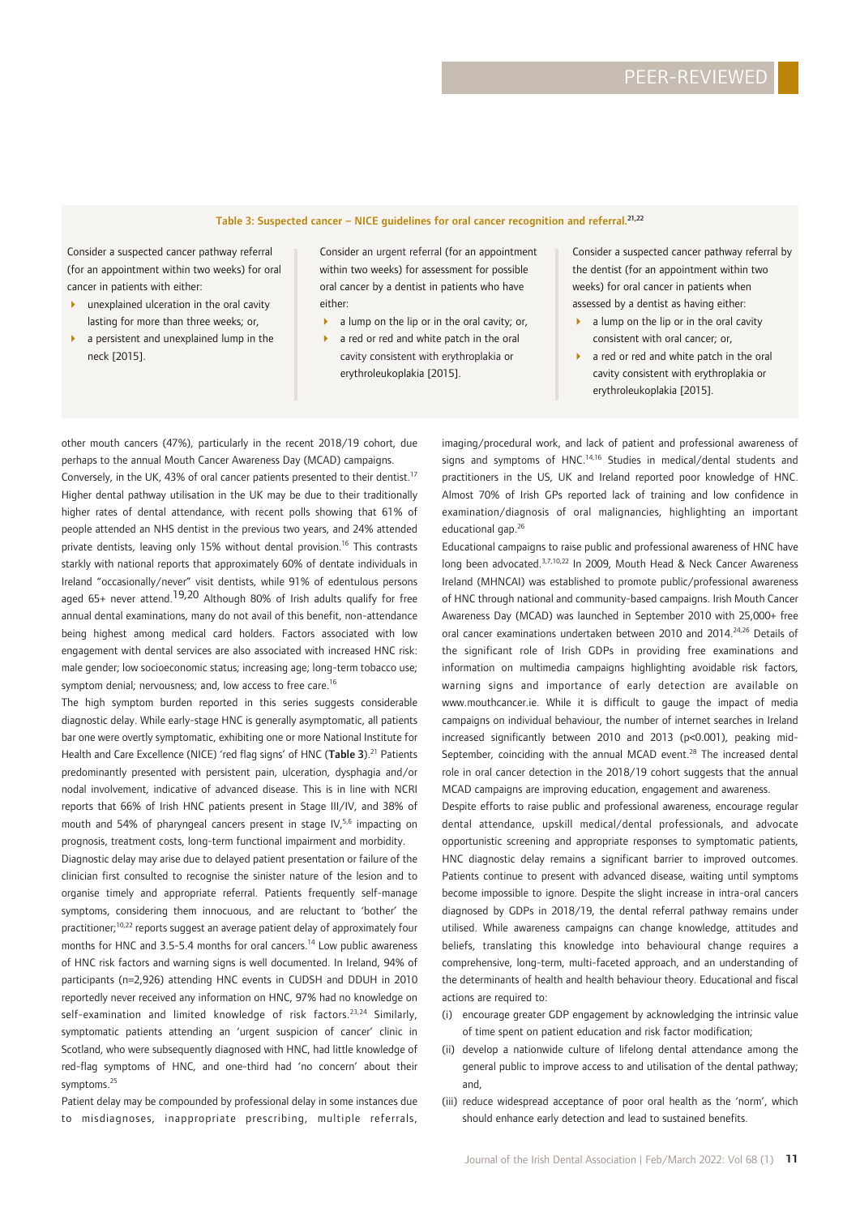**Table 3: Suspected cancer – NICE guidelines for oral cancer recognition and referral.[21,22]**

| | | |
|---|---|---|
| Consider a suspected cancer pathway referral (for an appointment within two weeks) for oral cancer in patients with either: <br>• unexplained ulceration in the oral cavity lasting for more than three weeks; or, <br>• a persistent and unexplained lump in the neck [2015]. | Consider an urgent referral (for an appointment within two weeks) for assessment for possible oral cancer by a dentist in patients who have either: <br>• a lump on the lip or in the oral cavity; or, <br>• a red or red and white patch in the oral cavity consistent with erythroplakia or erythroleukoplakia [2015]. | Consider a suspected cancer pathway referral by the dentist (for an appointment within two weeks) for oral cancer in patients when assessed by a dentist as having either: <br>• a lump on the lip or in the oral cavity consistent with oral cancer; or, <br>• a red or red and white patch in the oral cavity consistent with erythroplakia or erythroleukoplakia [2015]. |

other mouth cancers (47%), particularly in the recent 2018/19 cohort, due perhaps to the annual Mouth Cancer Awareness Day (MCAD) campaigns.

Conversely, in the UK, 43% of oral cancer patients presented to their dentist.[17] Higher dental pathway utilisation in the UK may be due to their traditionally higher rates of dental attendance, with recent polls showing that 61% of people attended an NHS dentist in the previous two years, and 24% attended private dentists, leaving only 15% without dental provision.[16] This contrasts starkly with national reports that approximately 60% of dentate individuals in Ireland "occasionally/never" visit dentists, while 91% of edentulous persons aged 65+ never attend.[19,20] Although 80% of Irish adults qualify for free annual dental examinations, many do not avail of this benefit, non-attendance being highest among medical card holders. Factors associated with low engagement with dental services are also associated with increased HNC risk: male gender; low socioeconomic status; increasing age; long-term tobacco use; symptom denial; nervousness; and, low access to free care.[16]

The high symptom burden reported in this series suggests considerable diagnostic delay. While early-stage HNC is generally asymptomatic, all patients bar one were overtly symptomatic, exhibiting one or more National Institute for Health and Care Excellence (NICE) 'red flag signs' of HNC (**Table 3**).[21] Patients predominantly presented with persistent pain, ulceration, dysphagia and/or nodal involvement, indicative of advanced disease. This is in line with NCRI reports that 66% of Irish HNC patients present in Stage III/IV, and 38% of mouth and 54% of pharyngeal cancers present in stage IV,[5,6] impacting on prognosis, treatment costs, long-term functional impairment and morbidity.

Diagnostic delay may arise due to delayed patient presentation or failure of the clinician first consulted to recognise the sinister nature of the lesion and to organise timely and appropriate referral. Patients frequently self-manage symptoms, considering them innocuous, and are reluctant to 'bother' the practitioner;[10,22] reports suggest an average patient delay of approximately four months for HNC and 3.5-5.4 months for oral cancers.[14] Low public awareness of HNC risk factors and warning signs is well documented. In Ireland, 94% of participants (n=2,926) attending HNC events in CUDSH and DDUH in 2010 reportedly never received any information on HNC, 97% had no knowledge on self-examination and limited knowledge of risk factors.[23,24] Similarly, symptomatic patients attending an 'urgent suspicion of cancer' clinic in Scotland, who were subsequently diagnosed with HNC, had little knowledge of red-flag symptoms of HNC, and one-third had 'no concern' about their symptoms.[25]

Patient delay may be compounded by professional delay in some instances due to misdiagnoses, inappropriate prescribing, multiple referrals, imaging/procedural work, and lack of patient and professional awareness of signs and symptoms of HNC.[14,16] Studies in medical/dental students and practitioners in the US, UK and Ireland reported poor knowledge of HNC. Almost 70% of Irish GPs reported lack of training and low confidence in examination/diagnosis of oral malignancies, highlighting an important educational gap.[26]

Educational campaigns to raise public and professional awareness of HNC have long been advocated.[3,7,10,22] In 2009, Mouth Head & Neck Cancer Awareness Ireland (MHNCAI) was established to promote public/professional awareness of HNC through national and community-based campaigns. Irish Mouth Cancer Awareness Day (MCAD) was launched in September 2010 with 25,000+ free oral cancer examinations undertaken between 2010 and 2014.[24,26] Details of the significant role of Irish GDPs in providing free examinations and information on multimedia campaigns highlighting avoidable risk factors, warning signs and importance of early detection are available on www.mouthcancer.ie. While it is difficult to gauge the impact of media campaigns on individual behaviour, the number of internet searches in Ireland increased significantly between 2010 and 2013 ($p<0.001$), peaking mid-September, coinciding with the annual MCAD event.[28] The increased dental role in oral cancer detection in the 2018/19 cohort suggests that the annual MCAD campaigns are improving education, engagement and awareness.

Despite efforts to raise public and professional awareness, encourage regular dental attendance, upskill medical/dental professionals, and advocate opportunistic screening and appropriate responses to symptomatic patients, HNC diagnostic delay remains a significant barrier to improved outcomes. Patients continue to present with advanced disease, waiting until symptoms become impossible to ignore. Despite the slight increase in intra-oral cancers diagnosed by GDPs in 2018/19, the dental referral pathway remains under utilised. While awareness campaigns can change knowledge, attitudes and beliefs, translating this knowledge into behavioural change requires a comprehensive, long-term, multi-faceted approach, and an understanding of the determinants of health and health behaviour theory. Educational and fiscal actions are required to:

(i) encourage greater GDP engagement by acknowledging the intrinsic value of time spent on patient education and risk factor modification;
(ii) develop a nationwide culture of lifelong dental attendance among the general public to improve access to and utilisation of the dental pathway; and,
(iii) reduce widespread acceptance of poor oral health as the 'norm', which should enhance early detection and lead to sustained benefits.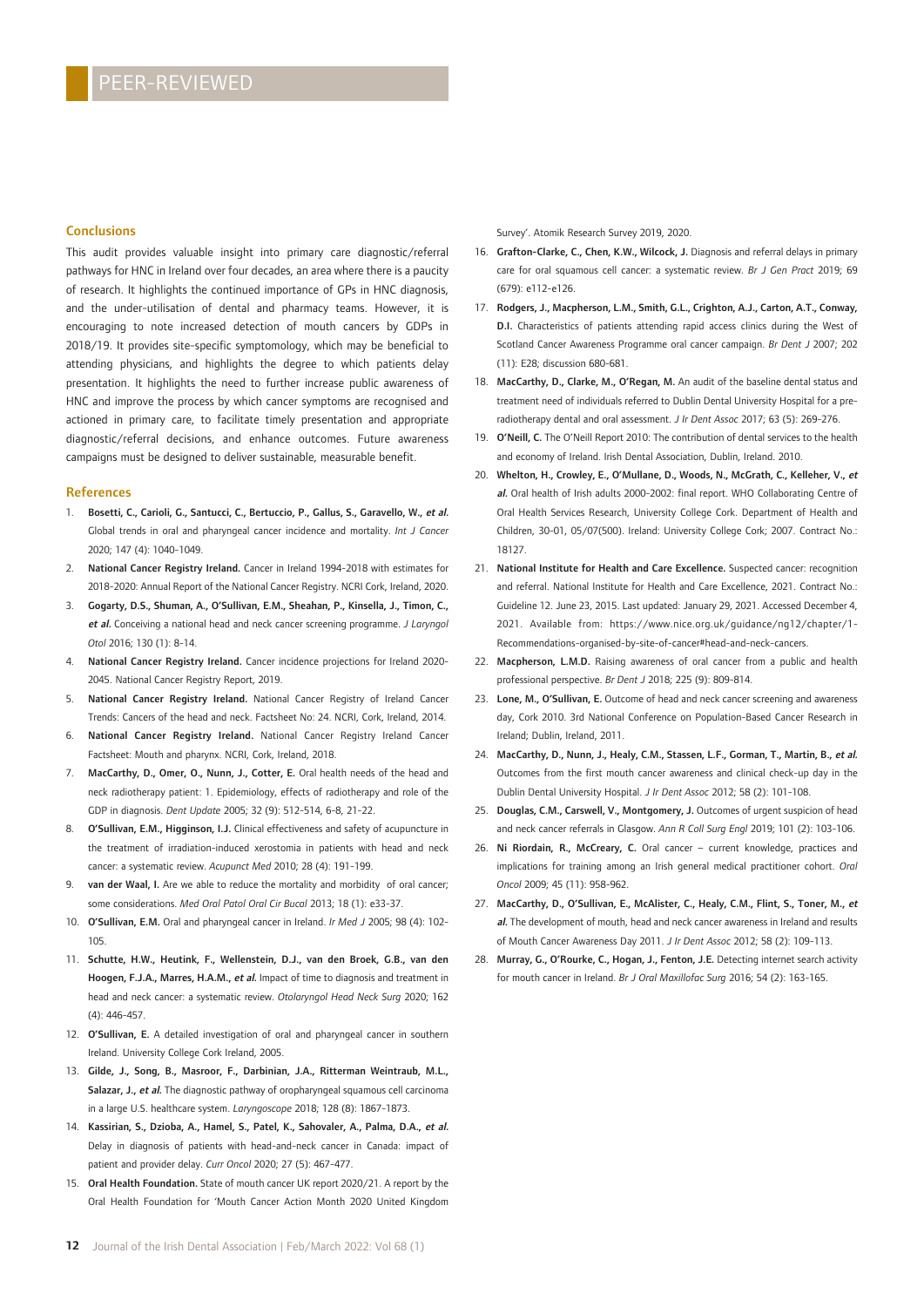## Conclusions

This audit provides valuable insight into primary care diagnostic/referral pathways for HNC in Ireland over four decades, an area where there is a paucity of research. It highlights the continued importance of GPs in HNC diagnosis, and the under-utilisation of dental and pharmacy teams. However, it is encouraging to note increased detection of mouth cancers by GDPs in 2018/19. It provides site-specific symptomology, which may be beneficial to attending physicians, and highlights the degree to which patients delay presentation. It highlights the need to further increase public awareness of HNC and improve the process by which cancer symptoms are recognised and actioned in primary care, to facilitate timely presentation and appropriate diagnostic/referral decisions, and enhance outcomes. Future awareness campaigns must be designed to deliver sustainable, measurable benefit.

## References

1. **Bosetti, C., Carioli, G., Santucci, C., Bertuccio, P., Gallus, S., Garavello, W., *et al*.** Global trends in oral and pharyngeal cancer incidence and mortality. *Int J Cancer* 2020; 147 (4): 1040-1049.
2. **National Cancer Registry Ireland.** Cancer in Ireland 1994-2018 with estimates for 2018-2020: Annual Report of the National Cancer Registry. NCRI Cork, Ireland, 2020.
3. **Gogarty, D.S., Shuman, A., O'Sullivan, E.M., Sheahan, P., Kinsella, J., Timon, C., *et al*.** Conceiving a national head and neck cancer screening programme. *J Laryngol Otol* 2016; 130 (1): 8-14.
4. **National Cancer Registry Ireland.** Cancer incidence projections for Ireland 2020-2045. National Cancer Registry Report, 2019.
5. **National Cancer Registry Ireland.** National Cancer Registry of Ireland Cancer Trends: Cancers of the head and neck. Factsheet No: 24. NCRI, Cork, Ireland, 2014.
6. **National Cancer Registry Ireland.** National Cancer Registry Ireland Cancer Factsheet: Mouth and pharynx. NCRI, Cork, Ireland, 2018.
7. **MacCarthy, D., Omer, O., Nunn, J., Cotter, E.** Oral health needs of the head and neck radiotherapy patient: 1. Epidemiology, effects of radiotherapy and role of the GDP in diagnosis. *Dent Update* 2005; 32 (9): 512-514, 6-8, 21-22.
8. **O'Sullivan, E.M., Higginson, I.J.** Clinical effectiveness and safety of acupuncture in the treatment of irradiation-induced xerostomia in patients with head and neck cancer: a systematic review. *Acupunct Med* 2010; 28 (4): 191-199.
9. **van der Waal, I.** Are we able to reduce the mortality and morbidity of oral cancer; some considerations. *Med Oral Patol Oral Cir Bucal* 2013; 18 (1): e33-37.
10. **O'Sullivan, E.M.** Oral and pharyngeal cancer in Ireland. *Ir Med J* 2005; 98 (4): 102-105.
11. **Schutte, H.W., Heutink, F., Wellenstein, D.J., van den Broek, G.B., van den Hoogen, F.J.A., Marres, H.A.M., *et al*.** Impact of time to diagnosis and treatment in head and neck cancer: a systematic review. *Otolaryngol Head Neck Surg* 2020; 162 (4): 446-457.
12. **O'Sullivan, E.** A detailed investigation of oral and pharyngeal cancer in southern Ireland. University College Cork Ireland, 2005.
13. **Gilde, J., Song, B., Masroor, F., Darbinian, J.A., Ritterman Weintraub, M.L., Salazar, J., *et al*.** The diagnostic pathway of oropharyngeal squamous cell carcinoma in a large U.S. healthcare system. *Laryngoscope* 2018; 128 (8): 1867-1873.
14. **Kassirian, S., Dzioba, A., Hamel, S., Patel, K., Sahovaler, A., Palma, D.A., *et al*.** Delay in diagnosis of patients with head-and-neck cancer in Canada: impact of patient and provider delay. *Curr Oncol* 2020; 27 (5): 467-477.
15. **Oral Health Foundation.** State of mouth cancer UK report 2020/21. A report by the Oral Health Foundation for 'Mouth Cancer Action Month 2020 United Kingdom Survey'. Atomik Research Survey 2019, 2020.
16. **Grafton-Clarke, C., Chen, K.W., Wilcock, J.** Diagnosis and referral delays in primary care for oral squamous cell cancer: a systematic review. *Br J Gen Pract* 2019; 69 (679): e112-e126.
17. **Rodgers, J., Macpherson, L.M., Smith, G.L., Crighton, A.J., Carton, A.T., Conway, D.I.** Characteristics of patients attending rapid access clinics during the West of Scotland Cancer Awareness Programme oral cancer campaign. *Br Dent J* 2007; 202 (11): E28; discussion 680-681.
18. **MacCarthy, D., Clarke, M., O'Regan, M.** An audit of the baseline dental status and treatment need of individuals referred to Dublin Dental University Hospital for a pre-radiotherapy dental and oral assessment. *J Ir Dent Assoc* 2017; 63 (5): 269-276.
19. **O'Neill, C.** The O'Neill Report 2010: The contribution of dental services to the health and economy of Ireland. Irish Dental Association, Dublin, Ireland. 2010.
20. **Whelton, H., Crowley, E., O'Mullane, D., Woods, N., McGrath, C., Kelleher, V., *et al*.** Oral health of Irish adults 2000-2002: final report. WHO Collaborating Centre of Oral Health Services Research, University College Cork. Department of Health and Children, 30-01, 05/07(500). Ireland: University College Cork; 2007. Contract No.: 18127.
21. **National Institute for Health and Care Excellence.** Suspected cancer: recognition and referral. National Institute for Health and Care Excellence, 2021. Contract No.: Guideline 12. June 23, 2015. Last updated: January 29, 2021. Accessed December 4, 2021. Available from: https://www.nice.org.uk/guidance/ng12/chapter/1-Recommendations-organised-by-site-of-cancer#head-and-neck-cancers.
22. **Macpherson, L.M.D.** Raising awareness of oral cancer from a public and health professional perspective. *Br Dent J* 2018; 225 (9): 809-814.
23. **Lone, M., O'Sullivan, E.** Outcome of head and neck cancer screening and awareness day, Cork 2010. 3rd National Conference on Population-Based Cancer Research in Ireland; Dublin, Ireland, 2011.
24. **MacCarthy, D., Nunn, J., Healy, C.M., Stassen, L.F., Gorman, T., Martin, B., *et al*.** Outcomes from the first mouth cancer awareness and clinical check-up day in the Dublin Dental University Hospital. *J Ir Dent Assoc* 2012; 58 (2): 101-108.
25. **Douglas, C.M., Carswell, V., Montgomery, J.** Outcomes of urgent suspicion of head and neck cancer referrals in Glasgow. *Ann R Coll Surg Engl* 2019; 101 (2): 103-106.
26. **Ni Riordain, R., McCreary, C.** Oral cancer – current knowledge, practices and implications for training among an Irish general medical practitioner cohort. *Oral Oncol* 2009; 45 (11): 958-962.
27. **MacCarthy, D., O'Sullivan, E., McAlister, C., Healy, C.M., Flint, S., Toner, M., *et al*.** The development of mouth, head and neck cancer awareness in Ireland and results of Mouth Cancer Awareness Day 2011. *J Ir Dent Assoc* 2012; 58 (2): 109-113.
28. **Murray, G., O'Rourke, C., Hogan, J., Fenton, J.E.** Detecting internet search activity for mouth cancer in Ireland. *Br J Oral Maxillofac Surg* 2016; 54 (2): 163-165.